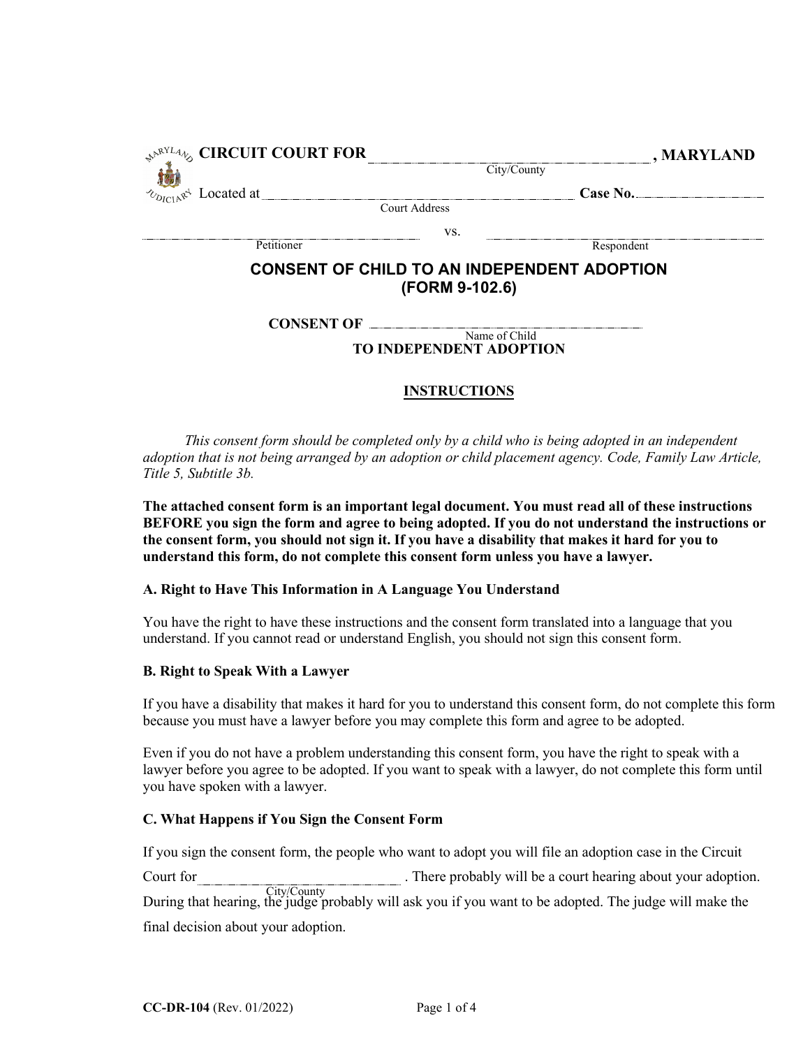**CIRCUIT COURT FOR** ______________________________ **, MARYLAND**
City/County

Located at ______________________________ **Case No.** ______________
Court Address

______________________________ vs. ______________________________
Petitioner Respondent

## CONSENT OF CHILD TO AN INDEPENDENT ADOPTION (FORM 9-102.6)

**CONSENT OF** ______________________________
Name of Child
**TO INDEPENDENT ADOPTION**

### INSTRUCTIONS

*This consent form should be completed only by a child who is being adopted in an independent adoption that is not being arranged by an adoption or child placement agency. Code, Family Law Article, Title 5, Subtitle 3b.*

**The attached consent form is an important legal document. You must read all of these instructions BEFORE you sign the form and agree to being adopted. If you do not understand the instructions or the consent form, you should not sign it. If you have a disability that makes it hard for you to understand this form, do not complete this consent form unless you have a lawyer.**

**A. Right to Have This Information in A Language You Understand**

You have the right to have these instructions and the consent form translated into a language that you understand. If you cannot read or understand English, you should not sign this consent form.

**B. Right to Speak With a Lawyer**

If you have a disability that makes it hard for you to understand this consent form, do not complete this form because you must have a lawyer before you may complete this form and agree to be adopted.

Even if you do not have a problem understanding this consent form, you have the right to speak with a lawyer before you agree to be adopted. If you want to speak with a lawyer, do not complete this form until you have spoken with a lawyer.

**C. What Happens if You Sign the Consent Form**

If you sign the consent form, the people who want to adopt you will file an adoption case in the Circuit Court for ______________________ (City/County). There probably will be a court hearing about your adoption. During that hearing, the judge probably will ask you if you want to be adopted. The judge will make the final decision about your adoption.

CC-DR-104 (Rev. 01/2022)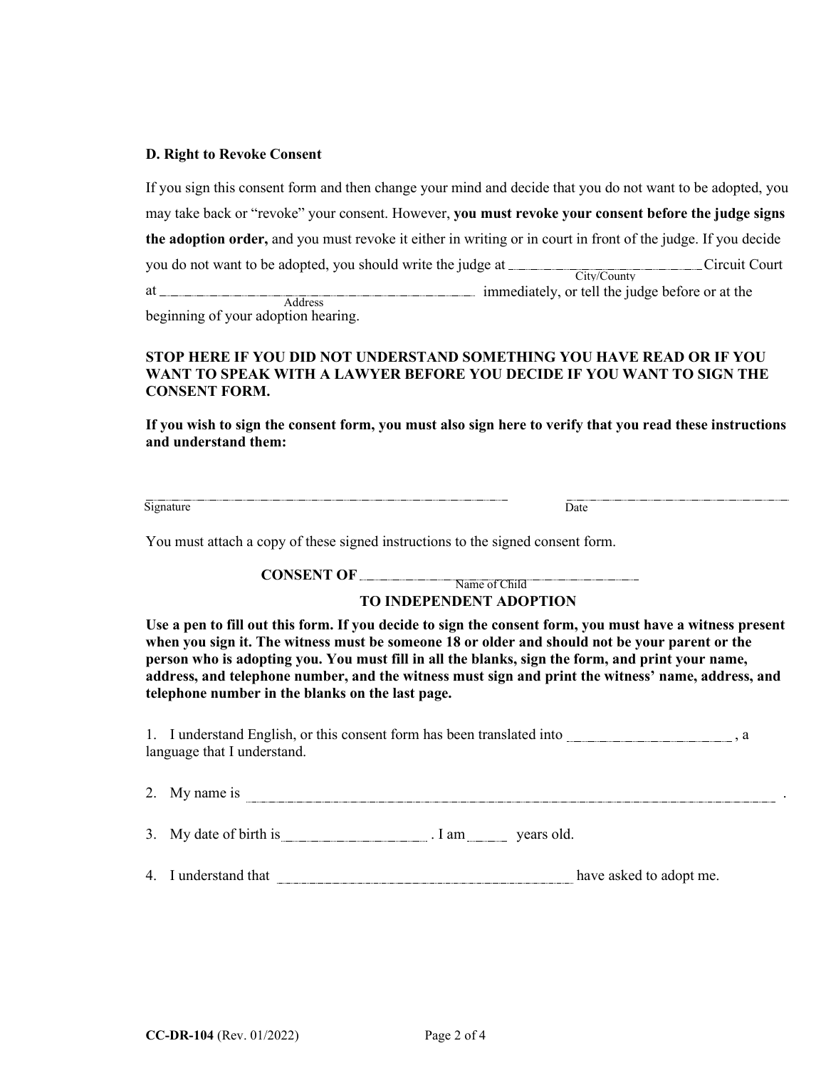**D. Right to Revoke Consent**

If you sign this consent form and then change your mind and decide that you do not want to be adopted, you may take back or "revoke" your consent. However, **you must revoke your consent before the judge signs the adoption order,** and you must revoke it either in writing or in court in front of the judge. If you decide you do not want to be adopted, you should write the judge at ____________________ Circuit Court
City/County
at ________________________________ immediately, or tell the judge before or at the
Address
beginning of your adoption hearing.

**STOP HERE IF YOU DID NOT UNDERSTAND SOMETHING YOU HAVE READ OR IF YOU WANT TO SPEAK WITH A LAWYER BEFORE YOU DECIDE IF YOU WANT TO SIGN THE CONSENT FORM.**

**If you wish to sign the consent form, you must also sign here to verify that you read these instructions and understand them:**

________________________________________ ________________________
Signature Date

You must attach a copy of these signed instructions to the signed consent form.

**CONSENT OF** ________________________________
Name of Child
**TO INDEPENDENT ADOPTION**

**Use a pen to fill out this form. If you decide to sign the consent form, you must have a witness present when you sign it. The witness must be someone 18 or older and should not be your parent or the person who is adopting you. You must fill in all the blanks, sign the form, and print your name, address, and telephone number, and the witness must sign and print the witness' name, address, and telephone number in the blanks on the last page.**

1. I understand English, or this consent form has been translated into ____________________ , a language that I understand.

2. My name is ____________________________________________________________ .

3. My date of birth is ________________ . I am _____ years old.

4. I understand that ________________________________ have asked to adopt me.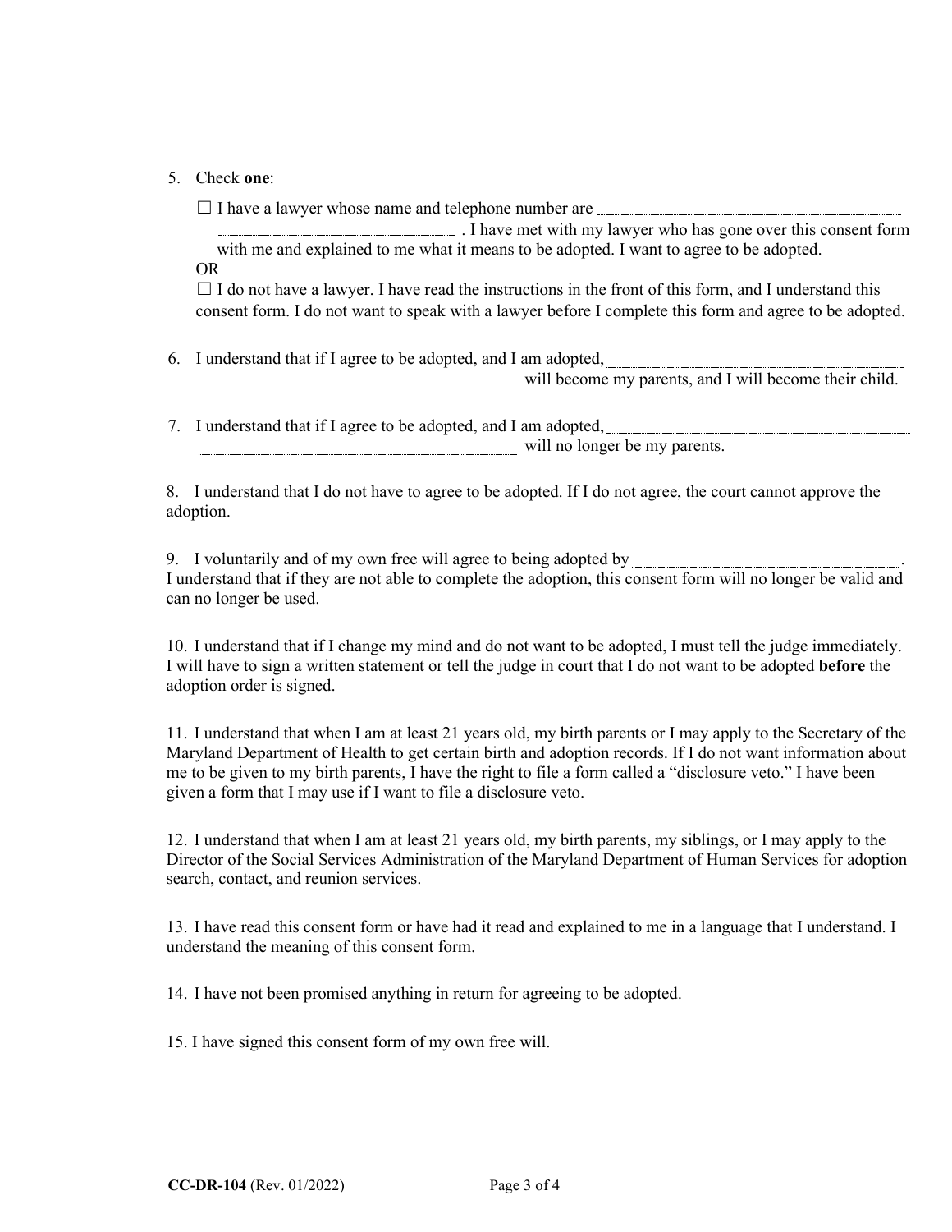5. Check **one**:

   ☐ I have a lawyer whose name and telephone number are \_\_\_\_\_\_\_\_\_\_\_\_\_\_\_\_\_\_\_\_\_\_\_\_\_\_\_\_\_\_\_\_\_\_\_\_\_\_\_\_\_\_\_\_\_\_\_\_\_\_\_\_\_\_\_\_\_\_\_\_\_\_\_\_\_\_\_\_ . I have met with my lawyer who has gone over this consent form with me and explained to me what it means to be adopted. I want to agree to be adopted.

   OR

   ☐ I do not have a lawyer. I have read the instructions in the front of this form, and I understand this consent form. I do not want to speak with a lawyer before I complete this form and agree to be adopted.

6. I understand that if I agree to be adopted, and I am adopted, \_\_\_\_\_\_\_\_\_\_\_\_\_\_\_\_\_\_\_\_\_\_\_\_\_\_\_\_\_\_\_\_\_\_\_\_\_\_\_\_\_\_\_\_\_\_\_\_\_\_\_\_\_\_\_\_\_\_\_\_\_\_\_\_\_\_\_\_\_\_\_\_\_\_\_\_ will become my parents, and I will become their child.

7. I understand that if I agree to be adopted, and I am adopted, \_\_\_\_\_\_\_\_\_\_\_\_\_\_\_\_\_\_\_\_\_\_\_\_\_\_\_\_\_\_\_\_\_\_\_\_\_\_\_\_\_\_\_\_\_\_\_\_\_\_\_\_\_\_\_\_\_\_\_\_\_\_\_\_\_\_\_\_\_\_\_\_\_\_\_\_ will no longer be my parents.

8. I understand that I do not have to agree to be adopted. If I do not agree, the court cannot approve the adoption.

9. I voluntarily and of my own free will agree to being adopted by \_\_\_\_\_\_\_\_\_\_\_\_\_\_\_\_\_\_\_\_\_\_\_\_\_\_\_\_\_\_\_\_\_\_\_\_. I understand that if they are not able to complete the adoption, this consent form will no longer be valid and can no longer be used.

10. I understand that if I change my mind and do not want to be adopted, I must tell the judge immediately. I will have to sign a written statement or tell the judge in court that I do not want to be adopted **before** the adoption order is signed.

11. I understand that when I am at least 21 years old, my birth parents or I may apply to the Secretary of the Maryland Department of Health to get certain birth and adoption records. If I do not want information about me to be given to my birth parents, I have the right to file a form called a "disclosure veto." I have been given a form that I may use if I want to file a disclosure veto.

12. I understand that when I am at least 21 years old, my birth parents, my siblings, or I may apply to the Director of the Social Services Administration of the Maryland Department of Human Services for adoption search, contact, and reunion services.

13. I have read this consent form or have had it read and explained to me in a language that I understand. I understand the meaning of this consent form.

14. I have not been promised anything in return for agreeing to be adopted.

15. I have signed this consent form of my own free will.

**CC-DR-104** (Rev. 01/2022)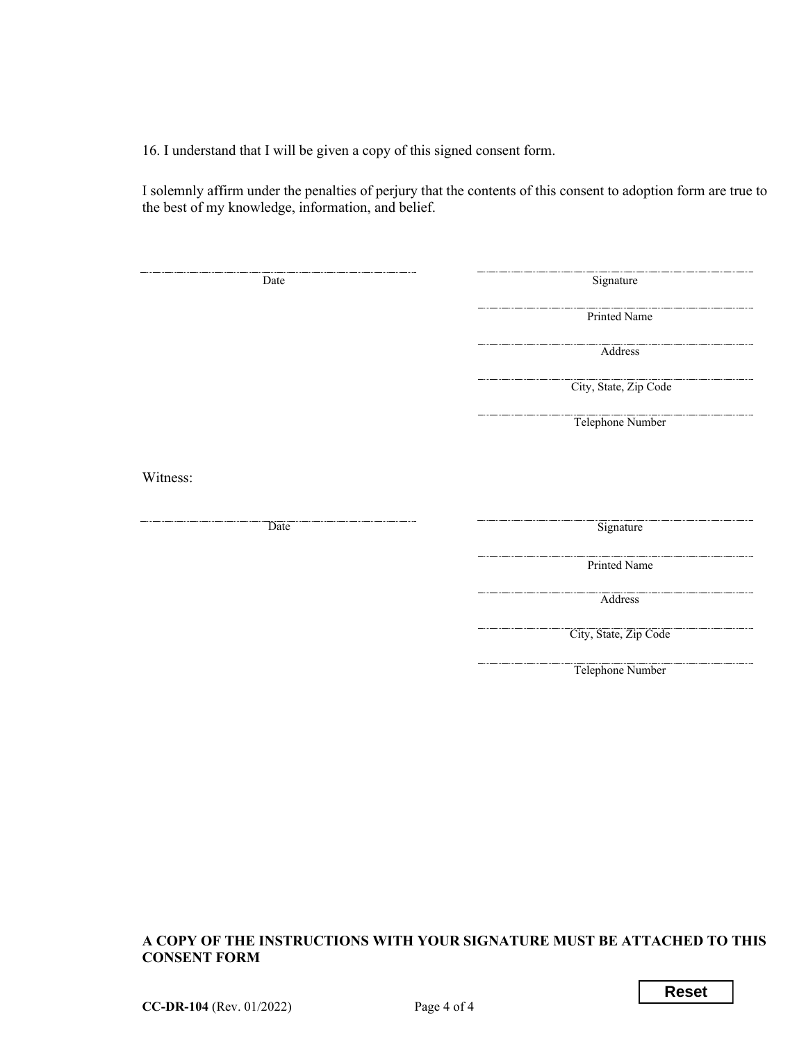16. I understand that I will be given a copy of this signed consent form.

I solemnly affirm under the penalties of perjury that the contents of this consent to adoption form are true to the best of my knowledge, information, and belief.

| | |
|---|---|
| ______________________ Date | ______________________ Signature |
| | ______________________ Printed Name |
| | ______________________ Address |
| | ______________________ City, State, Zip Code |
| | ______________________ Telephone Number |

Witness:

| | |
|---|---|
| ______________________ Date | ______________________ Signature |
| | ______________________ Printed Name |
| | ______________________ Address |
| | ______________________ City, State, Zip Code |
| | ______________________ Telephone Number |

**A COPY OF THE INSTRUCTIONS WITH YOUR SIGNATURE MUST BE ATTACHED TO THIS CONSENT FORM**

**CC-DR-104** (Rev. 01/2022)

Reset